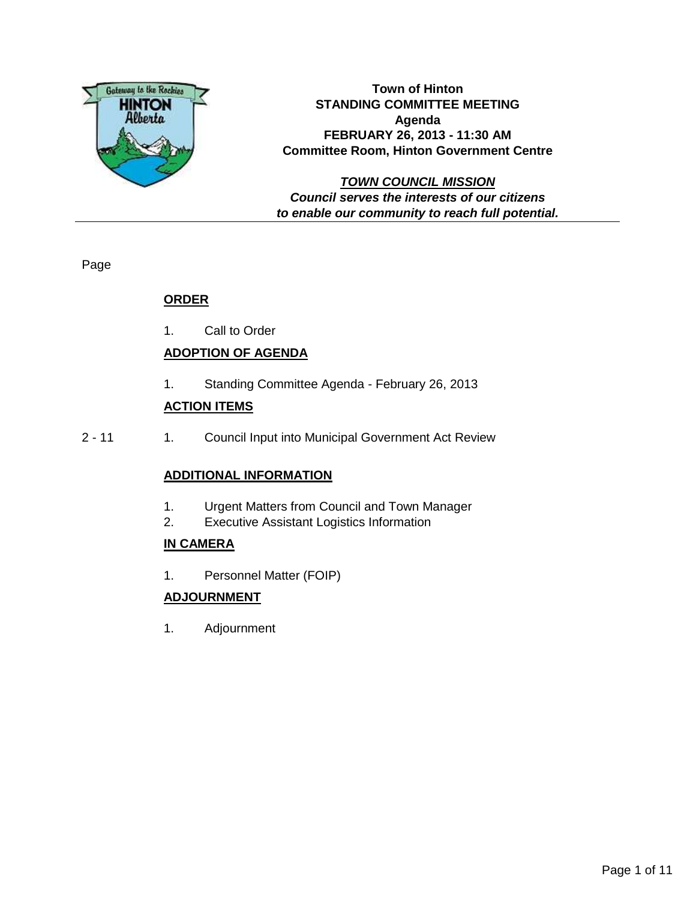**Town of Hinton**
**STANDING COMMITTEE MEETING**
**Agenda**
**FEBRUARY 26, 2013 - 11:30 AM**
**Committee Room, Hinton Government Centre**

***TOWN COUNCIL MISSION***
***Council serves the interests of our citizens to enable our community to reach full potential.***

---

Page

**ORDER**

1. Call to Order

**ADOPTION OF AGENDA**

1. Standing Committee Agenda - February 26, 2013

**ACTION ITEMS**

2 - 11 1. Council Input into Municipal Government Act Review

**ADDITIONAL INFORMATION**

1. Urgent Matters from Council and Town Manager
2. Executive Assistant Logistics Information

**IN CAMERA**

1. Personnel Matter (FOIP)

**ADJOURNMENT**

1. Adjournment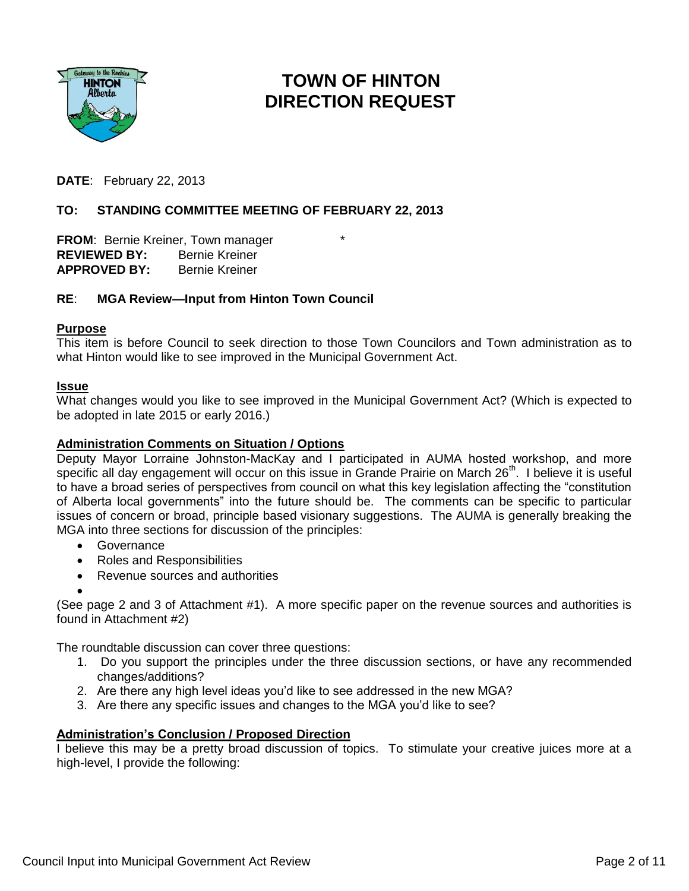# TOWN OF HINTON DIRECTION REQUEST

**DATE**: February 22, 2013

**TO: STANDING COMMITTEE MEETING OF FEBRUARY 22, 2013**

**FROM**: Bernie Kreiner, Town manager *
**REVIEWED BY:** Bernie Kreiner
**APPROVED BY:** Bernie Kreiner

**RE**: **MGA Review—Input from Hinton Town Council**

## Purpose

This item is before Council to seek direction to those Town Councilors and Town administration as to what Hinton would like to see improved in the Municipal Government Act.

## Issue

What changes would you like to see improved in the Municipal Government Act? (Which is expected to be adopted in late 2015 or early 2016.)

## Administration Comments on Situation / Options

Deputy Mayor Lorraine Johnston-MacKay and I participated in AUMA hosted workshop, and more specific all day engagement will occur on this issue in Grande Prairie on March 26th. I believe it is useful to have a broad series of perspectives from council on what this key legislation affecting the "constitution of Alberta local governments" into the future should be. The comments can be specific to particular issues of concern or broad, principle based visionary suggestions. The AUMA is generally breaking the MGA into three sections for discussion of the principles:

- Governance
- Roles and Responsibilities
- Revenue sources and authorities

(See page 2 and 3 of Attachment #1). A more specific paper on the revenue sources and authorities is found in Attachment #2)

The roundtable discussion can cover three questions:

1. Do you support the principles under the three discussion sections, or have any recommended changes/additions?
2. Are there any high level ideas you'd like to see addressed in the new MGA?
3. Are there any specific issues and changes to the MGA you'd like to see?

## Administration's Conclusion / Proposed Direction

I believe this may be a pretty broad discussion of topics. To stimulate your creative juices more at a high-level, I provide the following: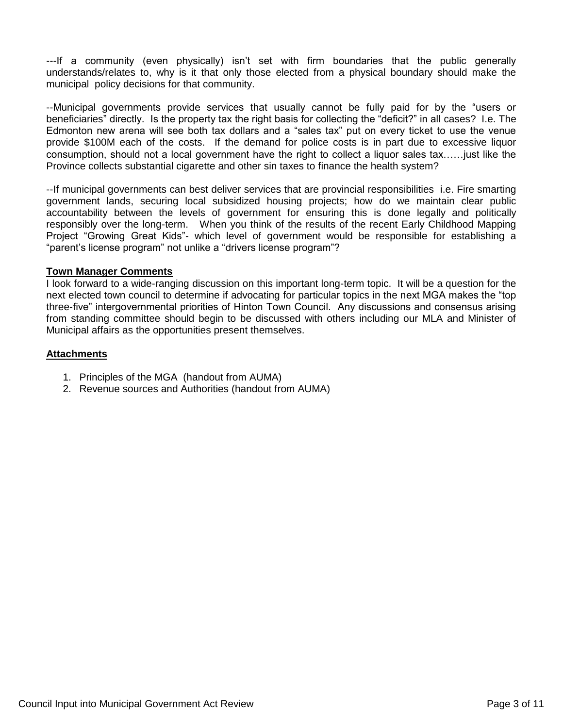---If a community (even physically) isn't set with firm boundaries that the public generally understands/relates to, why is it that only those elected from a physical boundary should make the municipal policy decisions for that community.

--Municipal governments provide services that usually cannot be fully paid for by the "users or beneficiaries" directly. Is the property tax the right basis for collecting the "deficit?" in all cases? I.e. The Edmonton new arena will see both tax dollars and a "sales tax" put on every ticket to use the venue provide $100M each of the costs. If the demand for police costs is in part due to excessive liquor consumption, should not a local government have the right to collect a liquor sales tax……just like the Province collects substantial cigarette and other sin taxes to finance the health system?

--If municipal governments can best deliver services that are provincial responsibilities i.e. Fire smarting government lands, securing local subsidized housing projects; how do we maintain clear public accountability between the levels of government for ensuring this is done legally and politically responsibly over the long-term. When you think of the results of the recent Early Childhood Mapping Project "Growing Great Kids"- which level of government would be responsible for establishing a "parent's license program" not unlike a "drivers license program"?

**<u>Town Manager Comments</u>**

I look forward to a wide-ranging discussion on this important long-term topic. It will be a question for the next elected town council to determine if advocating for particular topics in the next MGA makes the "top three-five" intergovernmental priorities of Hinton Town Council. Any discussions and consensus arising from standing committee should begin to be discussed with others including our MLA and Minister of Municipal affairs as the opportunities present themselves.

**<u>Attachments</u>**

1. Principles of the MGA (handout from AUMA)
2. Revenue sources and Authorities (handout from AUMA)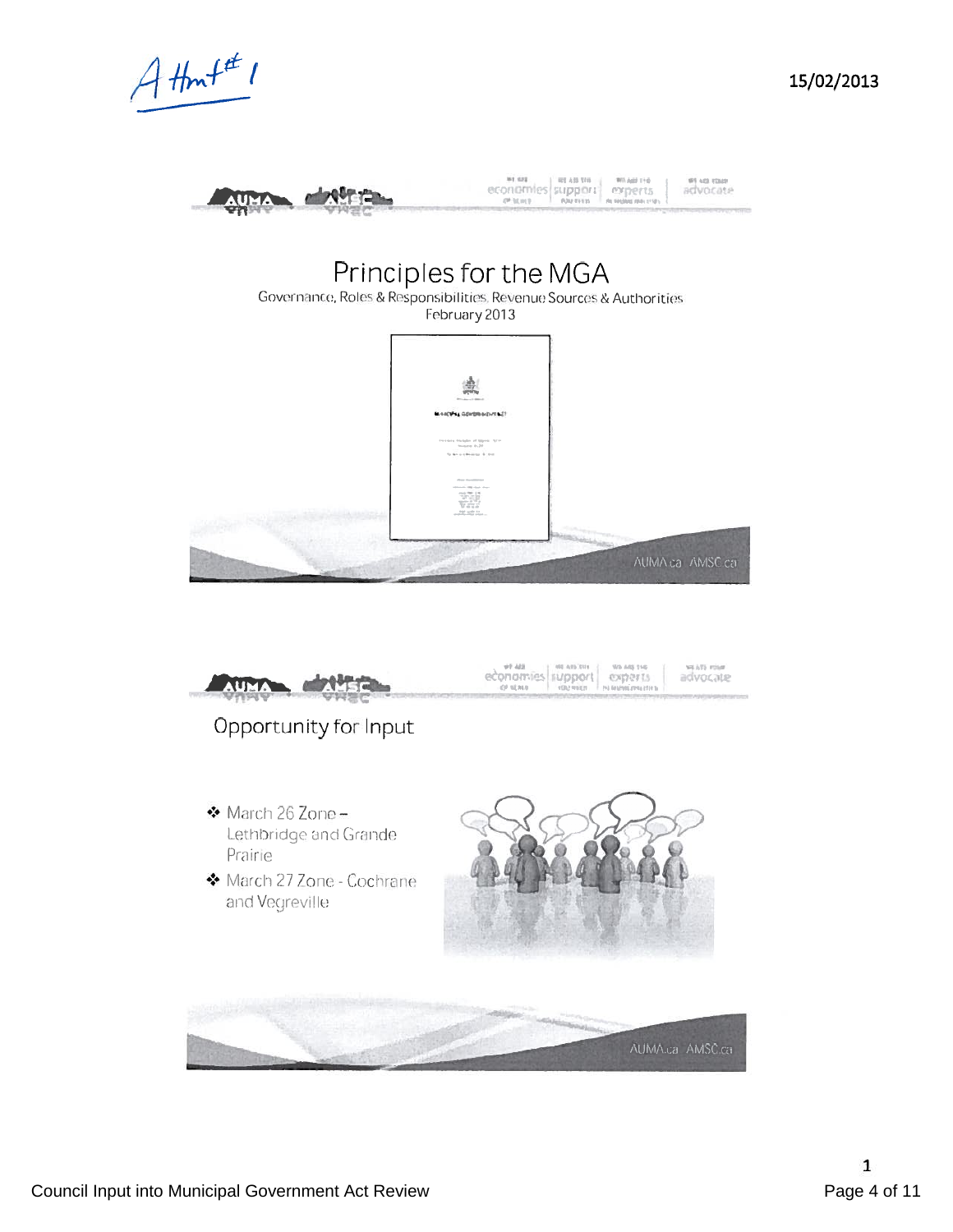Attmt # 1

15/02/2013

# Principles for the MGA

Governance, Roles & Responsibilities, Revenue Sources & Authorities
February 2013

AUMA.ca AMSC.ca

## Opportunity for Input

- March 26 Zone – Lethbridge and Grande Prairie
- March 27 Zone - Cochrane and Vegreville

AUMA.ca AMSC.ca

Council Input into Municipal Government Act Review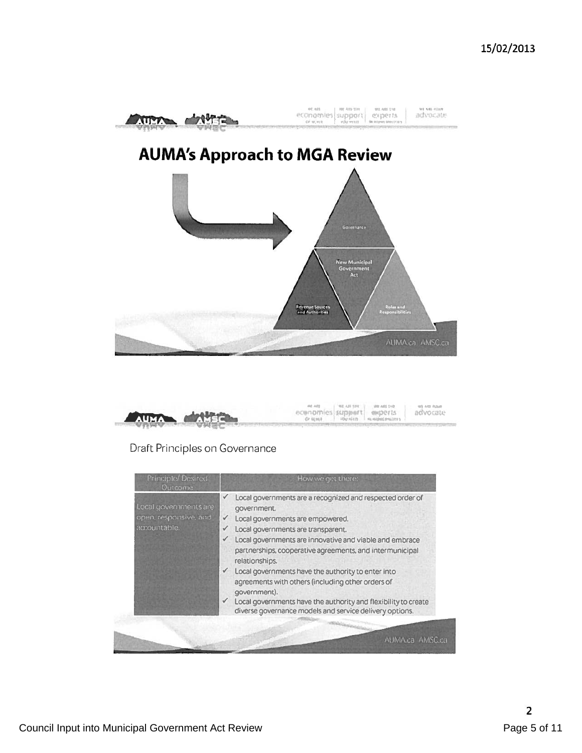# AUMA's Approach to MGA Review

Governance

New Municipal Government Act

Revenue Sources and Authorities

Roles and Responsibilities

AUMA.ca AMSC.ca

## Draft Principles on Governance

| Principle/ Desired Outcome | How we get there: |
|---|---|
| Local governments are open, responsive, and accountable. | ✓ Local governments are a recognized and respected order of government.<br>✓ Local governments are empowered.<br>✓ Local governments are transparent.<br>✓ Local governments are innovative and viable and embrace partnerships, cooperative agreements, and intermunicipal relationships.<br>✓ Local governments have the authority to enter into agreements with others (including other orders of government).<br>✓ Local governments have the authority and flexibility to create diverse governance models and service delivery options. |

AUMA.ca AMSC.ca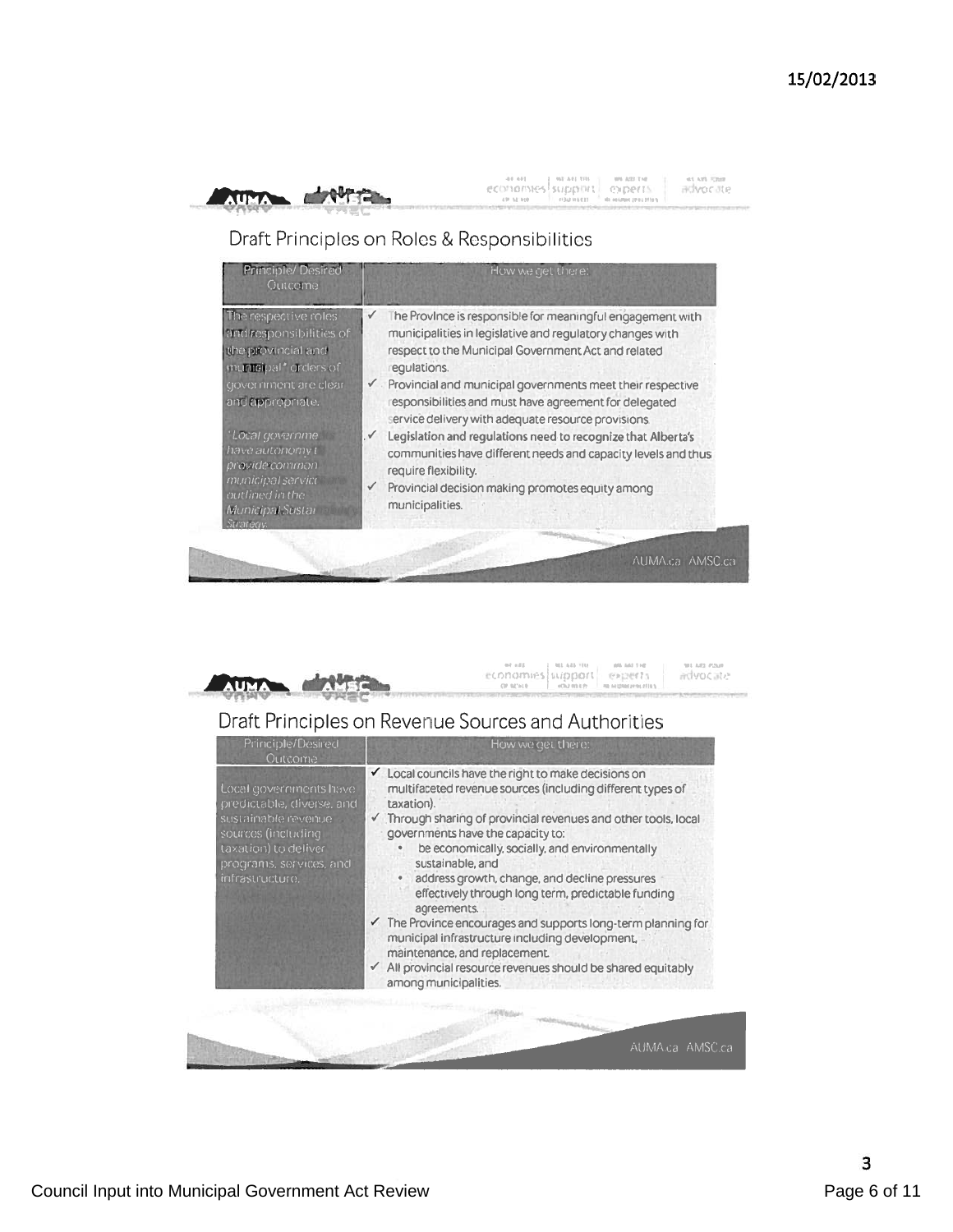15/02/2013

## Draft Principles on Roles & Responsibilities

| Principle/ Desired Outcome | How we get there: |
|---|---|
| The respective roles and responsibilities of the provincial and municipal* orders of government are clear and appropriate.<br><br>*Local governments have autonomy to provide common municipal services outlined in the Municipal Sustainability Strategy. | ✓ The Province is responsible for meaningful engagement with municipalities in legislative and regulatory changes with respect to the Municipal Government Act and related regulations.<br>✓ Provincial and municipal governments meet their respective responsibilities and must have agreement for delegated service delivery with adequate resource provisions.<br>✓ Legislation and regulations need to recognize that Alberta's communities have different needs and capacity levels and thus require flexibility.<br>✓ Provincial decision making promotes equity among municipalities. |

AUMA.ca AMSC.ca

## Draft Principles on Revenue Sources and Authorities

| Principle/Desired Outcome | How we get there: |
|---|---|
| Local governments have predictable, diverse, and sustainable revenue sources (including taxation) to deliver programs, services, and infrastructure. | ✓ Local councils have the right to make decisions on multifaceted revenue sources (including different types of taxation).<br>✓ Through sharing of provincial revenues and other tools, local governments have the capacity to:<br>• be economically, socially, and environmentally sustainable, and<br>• address growth, change, and decline pressures effectively through long term, predictable funding agreements.<br>✓ The Province encourages and supports long-term planning for municipal infrastructure including development, maintenance, and replacement.<br>✓ All provincial resource revenues should be shared equitably among municipalities. |

AUMA.ca AMSC.ca

3

Council Input into Municipal Government Act Review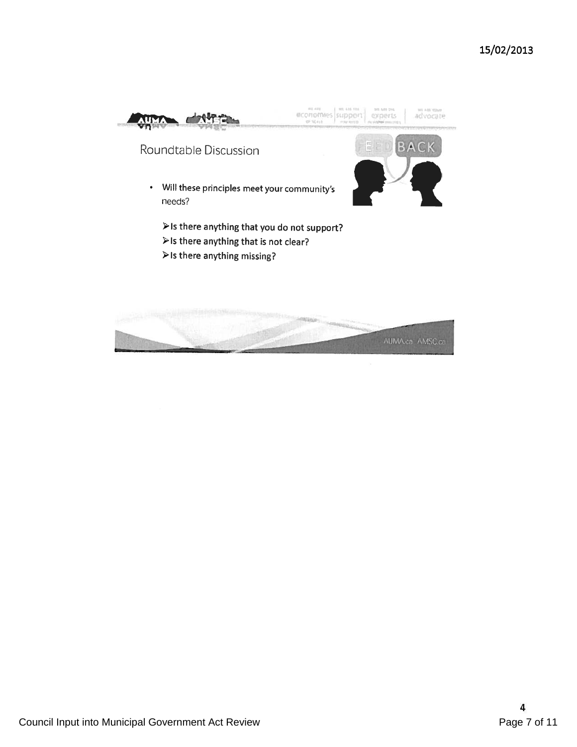15/02/2013

## Roundtable Discussion

- Will these principles meet your community's needs?
  - Is there anything that you do not support?
  - Is there anything that is not clear?
  - Is there anything missing?

AUMA.ca AMSC.ca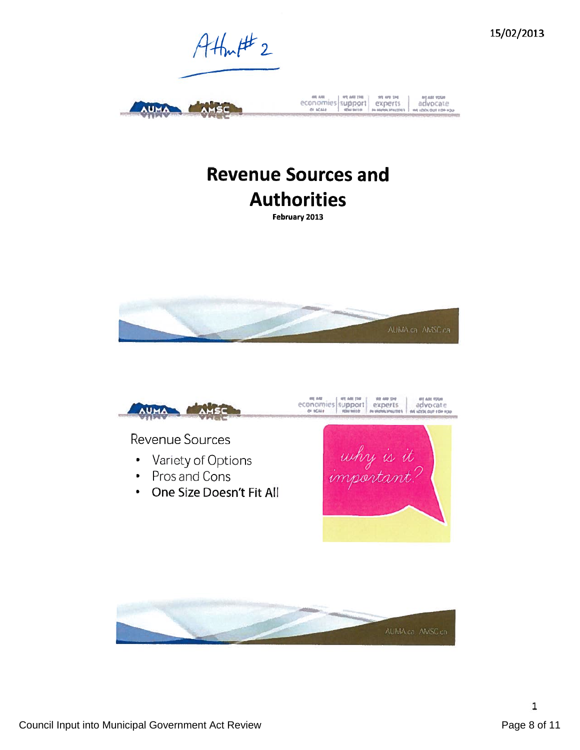Att#2

15/02/2013

# Revenue Sources and Authorities

**February 2013**

AUMA.ca AMSC.ca

## Revenue Sources

- Variety of Options
- Pros and Cons
- One Size Doesn't Fit All

*why is it important?*

AUMA.ca AMSC.ca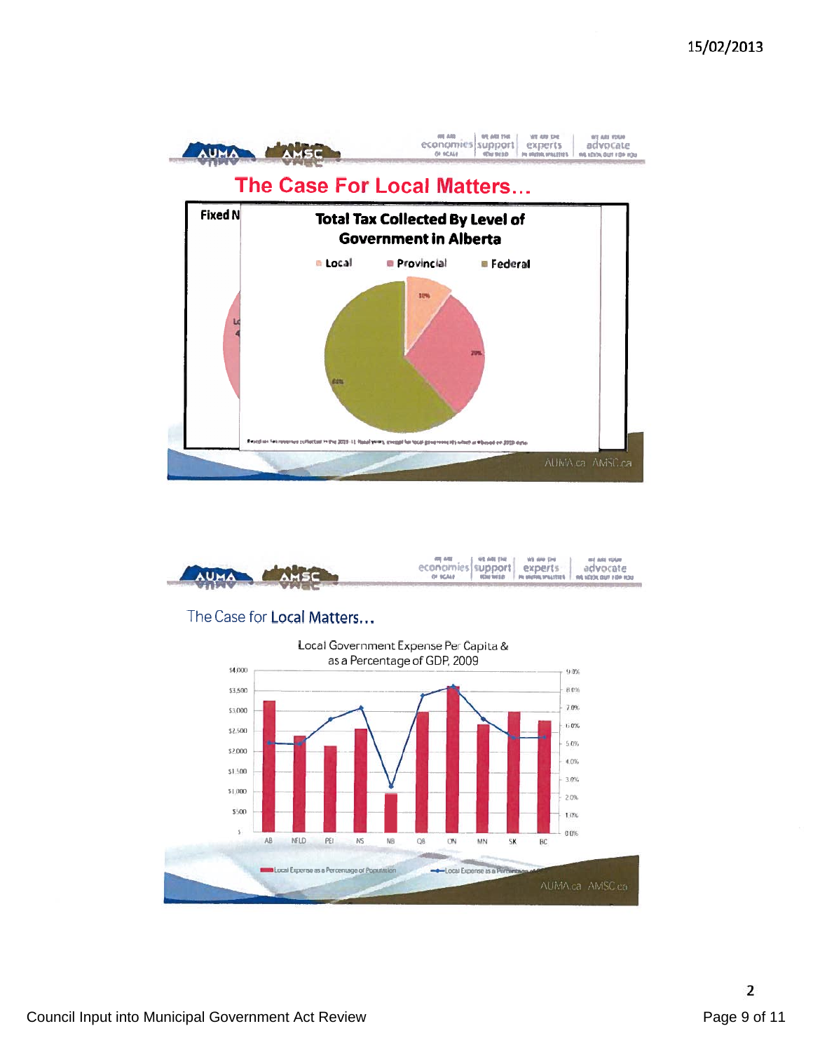15/02/2013

## The Case For Local Matters…

**Total Tax Collected By Level of Government in Alberta**

Local | Provincial | Federal

10% | 29% | 61%

## The Case for Local Matters…

Local Government Expense Per Capita & as a Percentage of GDP, 2009

AB | NFLD | PEI | NS | NB | QB | ON | MN | SK | BC

Local Expense as a Percentage of Population — Local Expense as a Percentage of GDP

AUMA.ca AMSC.ca

Council Input into Municipal Government Act Review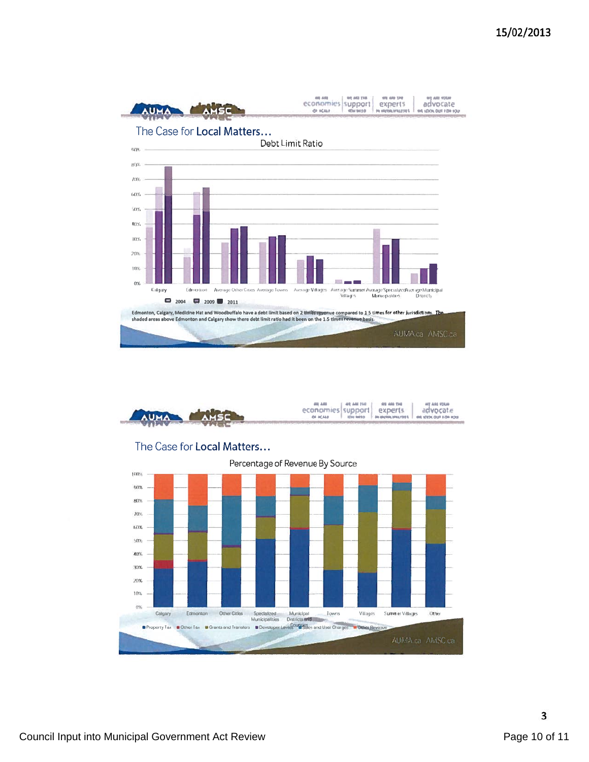15/02/2013

## The Case for Local Matters…

### Debt Limit Ratio

Calgary, Edmonton, Average Other Cities, Average Towns, Average Villages, Average Summer Villages, Average Specialized Municipalities, Average Municipal Districts

2004 | 2009 | 2011

Edmonton, Calgary, Medicine Hat and Woodbuffalo have a debt limit based on 2 times revenue compared to 1.5 times for other jurisdictions. The shaded areas above Edmonton and Calgary show there debt limit ratio had it been on the 1.5 times revenue basis.

AUMA.ca AMSC.ca

## The Case for Local Matters…

### Percentage of Revenue By Source

Calgary, Edmonton, Other Cities, Specialized Municipalities, Municipal Districts and Counties, Towns, Villages, Summer Villages, Other

Property Tax | Other Tax | Grants and Transfers | Developer Levies | Sales and User Charges | Other Revenue

AUMA.ca AMSC.ca

Council Input into Municipal Government Act Review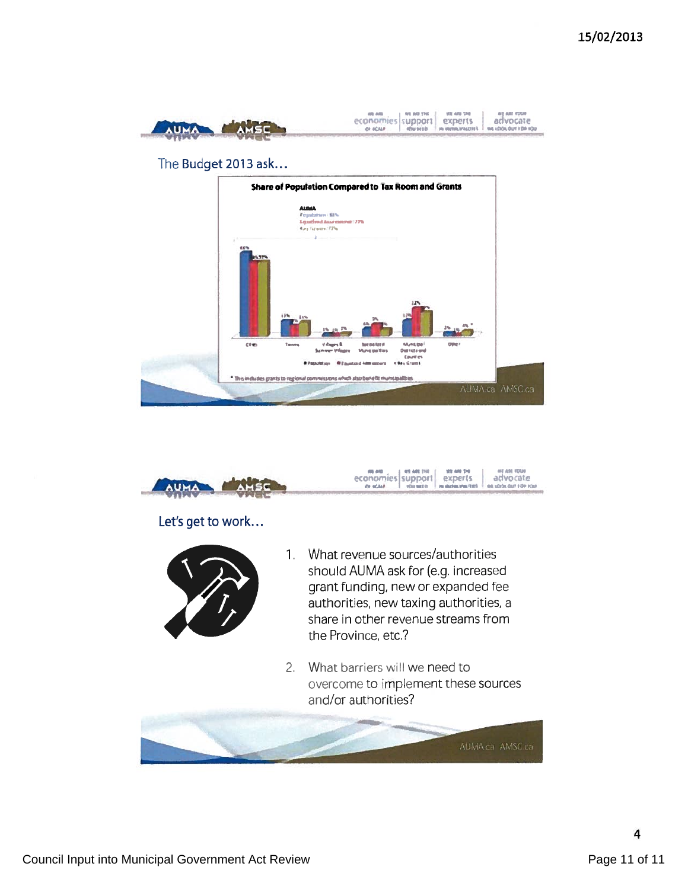## The Budget 2013 ask…

**Share of Population Compared to Tax Room and Grants**

AUMA
Population: 83%
Equalized Assessment: 77%
Key Grants: 77%

Cities
Towns
Villages & Summer Villages
Specialized Municipalities
Municipal Districts and Counties
Other

Population
Equalized Assessment
Key Grants

* This includes grants to regional commissions which also benefit municipalities

AUMA.ca AMSC.ca

## Let's get to work…

1. What revenue sources/authorities should AUMA ask for (e.g. increased grant funding, new or expanded fee authorities, new taxing authorities, a share in other revenue streams from the Province, etc.?

2. What barriers will we need to overcome to implement these sources and/or authorities?

AUMA.ca AMSC.ca